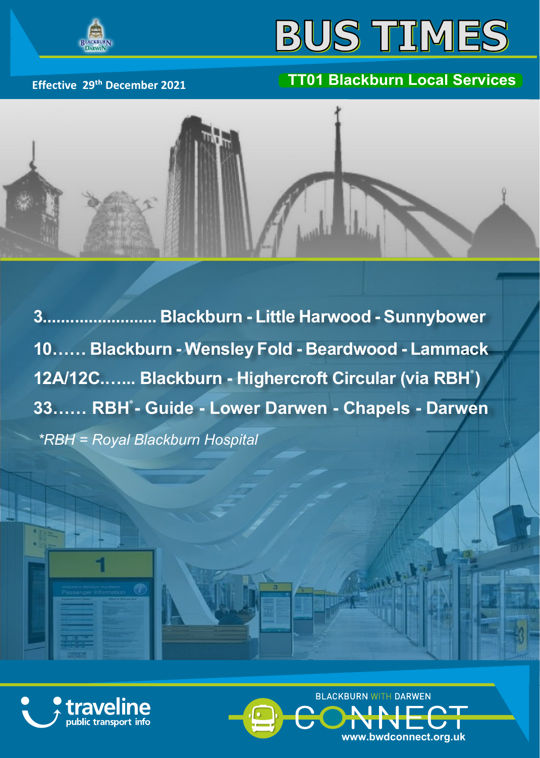# BUS TIMES

Effective 29th December 2021

**TT01 Blackburn Local Services**

**3......................... Blackburn - Little Harwood - Sunnybower**

**10…… Blackburn - Wensley Fold - Beardwood - Lammack**

**12A/12C.….... Blackburn - Highercroft Circular (via RBH*)**

**33…… RBH* - Guide - Lower Darwen - Chapels - Darwen**

*\*RBH = Royal Blackburn Hospital*

traveline public transport info

BLACKBURN WITH DARWEN CONNECT

www.bwdconnect.org.uk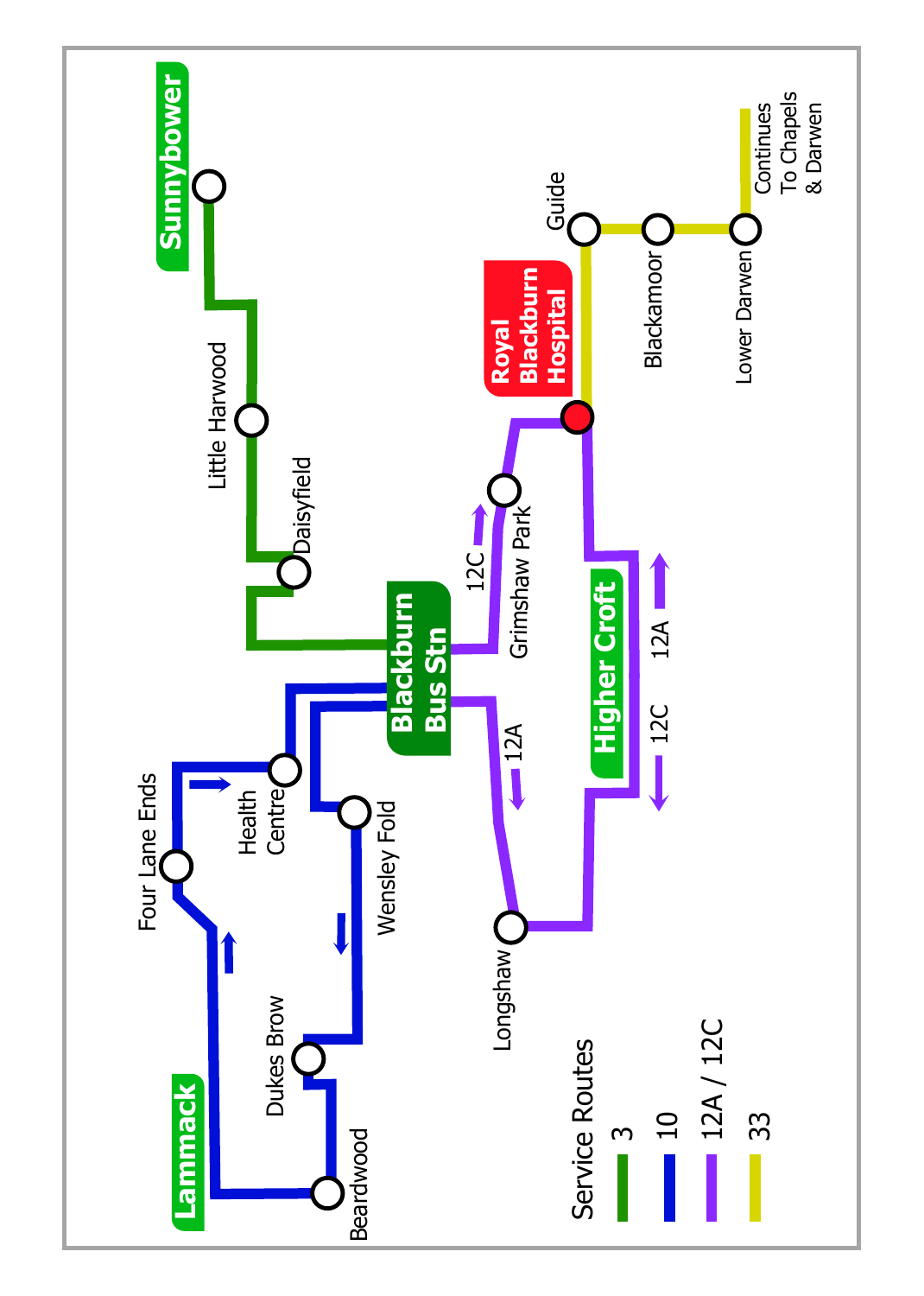Sunnybower

Little Harwood

Daisyfield

Blackburn Bus Stn

Royal Blackburn Hospital

Guide

Blackamoor

Lower Darwen

Continues To Chapels & Darwen

Grimshaw Park

12C

Higher Croft

12A

12C

12A

Longshaw

Four Lane Ends

Health Centre

Wensley Fold

Dukes Brow

Beardwood

Lammack

**Service Routes**

- 3
- 10
- 12A / 12C
- 33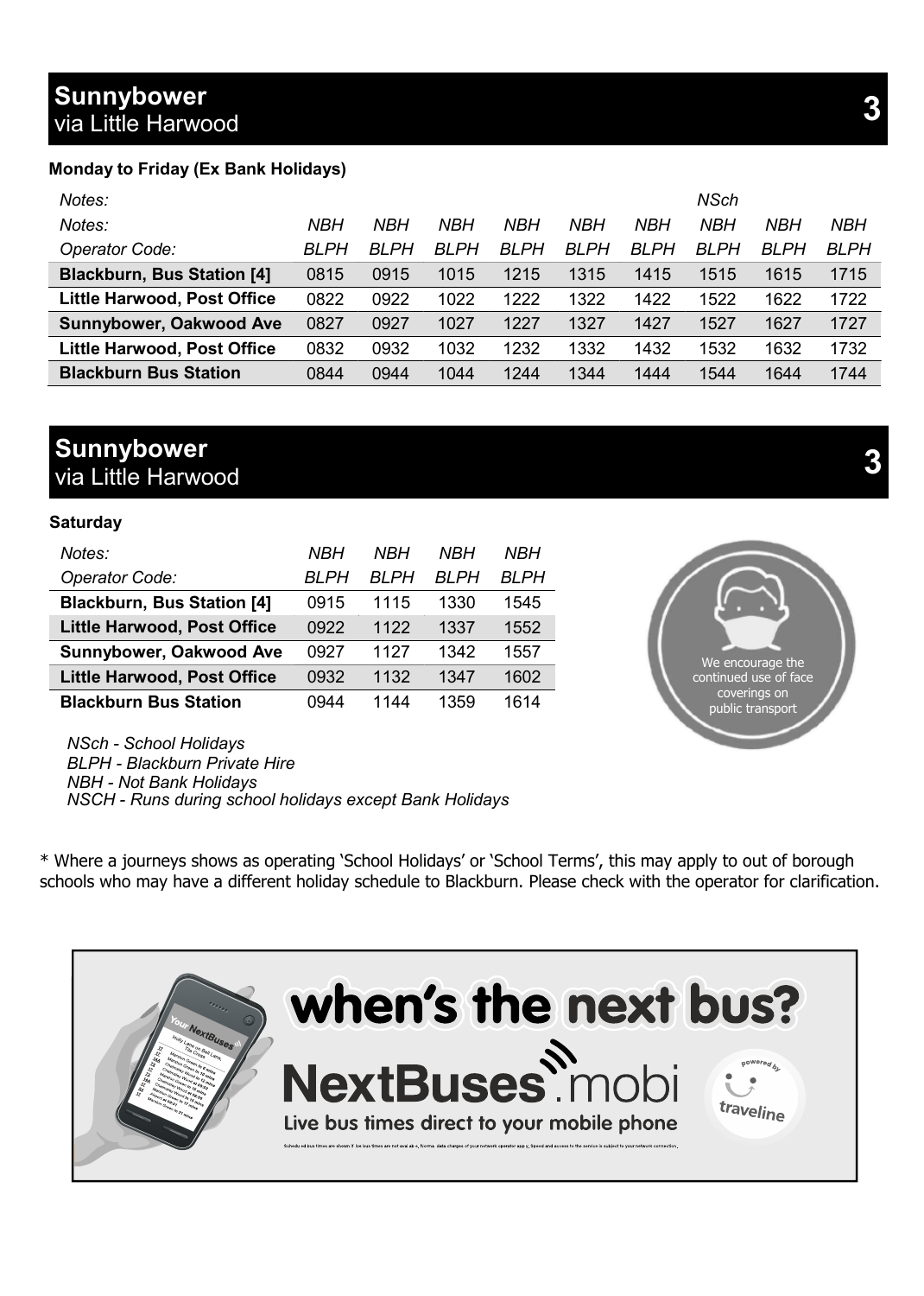## Sunnybower
via Little Harwood

**3**

**Monday to Friday (Ex Bank Holidays)**

| *Notes:* | | | | | | | *NSch* | | |
|---|---|---|---|---|---|---|---|---|---|
| *Notes:* | *NBH* | *NBH* | *NBH* | *NBH* | *NBH* | *NBH* | *NBH* | *NBH* | *NBH* |
| *Operator Code:* | *BLPH* | *BLPH* | *BLPH* | *BLPH* | *BLPH* | *BLPH* | *BLPH* | *BLPH* | *BLPH* |
| **Blackburn, Bus Station [4]** | 0815 | 0915 | 1015 | 1215 | 1315 | 1415 | 1515 | 1615 | 1715 |
| **Little Harwood, Post Office** | 0822 | 0922 | 1022 | 1222 | 1322 | 1422 | 1522 | 1622 | 1722 |
| **Sunnybower, Oakwood Ave** | 0827 | 0927 | 1027 | 1227 | 1327 | 1427 | 1527 | 1627 | 1727 |
| **Little Harwood, Post Office** | 0832 | 0932 | 1032 | 1232 | 1332 | 1432 | 1532 | 1632 | 1732 |
| **Blackburn Bus Station** | 0844 | 0944 | 1044 | 1244 | 1344 | 1444 | 1544 | 1644 | 1744 |

## Sunnybower
via Little Harwood

**3**

**Saturday**

| *Notes:* | *NBH* | *NBH* | *NBH* | *NBH* |
|---|---|---|---|---|
| *Operator Code:* | *BLPH* | *BLPH* | *BLPH* | *BLPH* |
| **Blackburn, Bus Station [4]** | 0915 | 1115 | 1330 | 1545 |
| **Little Harwood, Post Office** | 0922 | 1122 | 1337 | 1552 |
| **Sunnybower, Oakwood Ave** | 0927 | 1127 | 1342 | 1557 |
| **Little Harwood, Post Office** | 0932 | 1132 | 1347 | 1602 |
| **Blackburn Bus Station** | 0944 | 1144 | 1359 | 1614 |

We encourage the continued use of face coverings on public transport

*NSch - School Holidays*
*BLPH - Blackburn Private Hire*
*NBH - Not Bank Holidays*
*NSCH - Runs during school holidays except Bank Holidays*

* Where a journeys shows as operating 'School Holidays' or 'School Terms', this may apply to out of borough schools who may have a different holiday schedule to Blackburn. Please check with the operator for clarification.

**when's the next bus?**

**NextBuses.mobi**

Live bus times direct to your mobile phone

powered by traveline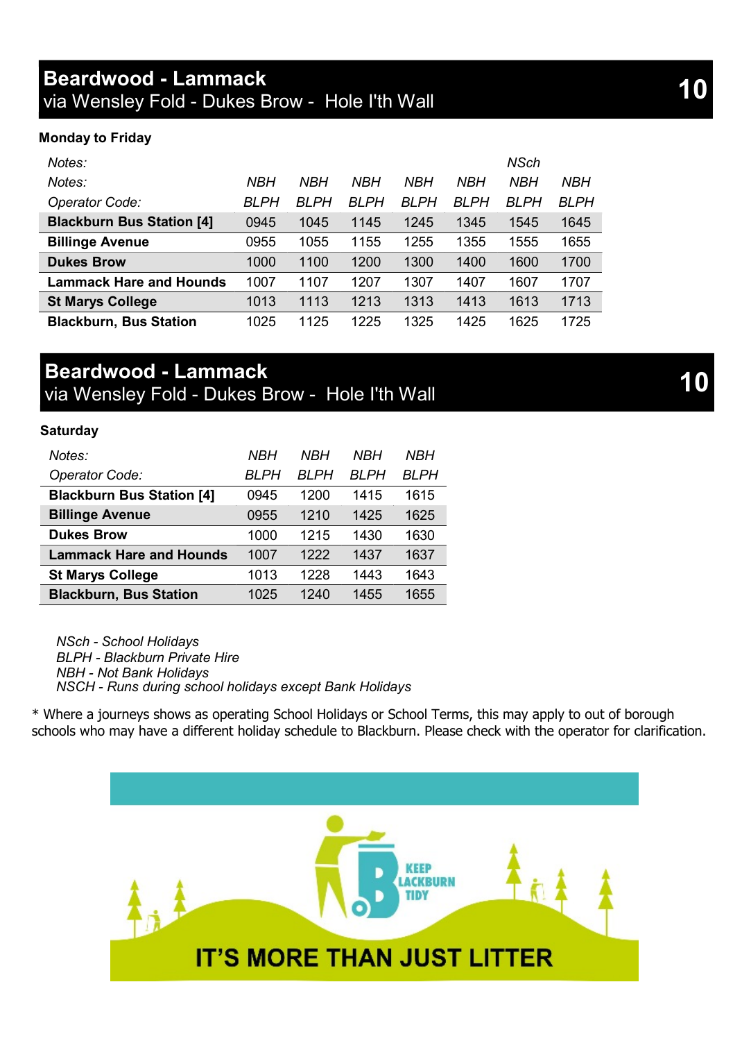## Beardwood - Lammack
via Wensley Fold - Dukes Brow - Hole I'th Wall **10**

**Monday to Friday**

| *Notes:* | | | | | | *NSch* | |
|---|---|---|---|---|---|---|---|
| *Notes:* | *NBH* | *NBH* | *NBH* | *NBH* | *NBH* | *NBH* | *NBH* |
| *Operator Code:* | *BLPH* | *BLPH* | *BLPH* | *BLPH* | *BLPH* | *BLPH* | *BLPH* |
| **Blackburn Bus Station [4]** | 0945 | 1045 | 1145 | 1245 | 1345 | 1545 | 1645 |
| **Billinge Avenue** | 0955 | 1055 | 1155 | 1255 | 1355 | 1555 | 1655 |
| **Dukes Brow** | 1000 | 1100 | 1200 | 1300 | 1400 | 1600 | 1700 |
| **Lammack Hare and Hounds** | 1007 | 1107 | 1207 | 1307 | 1407 | 1607 | 1707 |
| **St Marys College** | 1013 | 1113 | 1213 | 1313 | 1413 | 1613 | 1713 |
| **Blackburn, Bus Station** | 1025 | 1125 | 1225 | 1325 | 1425 | 1625 | 1725 |

## Beardwood - Lammack
via Wensley Fold - Dukes Brow - Hole I'th Wall **10**

**Saturday**

| *Notes:* | *NBH* | *NBH* | *NBH* | *NBH* |
|---|---|---|---|---|
| *Operator Code:* | *BLPH* | *BLPH* | *BLPH* | *BLPH* |
| **Blackburn Bus Station [4]** | 0945 | 1200 | 1415 | 1615 |
| **Billinge Avenue** | 0955 | 1210 | 1425 | 1625 |
| **Dukes Brow** | 1000 | 1215 | 1430 | 1630 |
| **Lammack Hare and Hounds** | 1007 | 1222 | 1437 | 1637 |
| **St Marys College** | 1013 | 1228 | 1443 | 1643 |
| **Blackburn, Bus Station** | 1025 | 1240 | 1455 | 1655 |

*NSch - School Holidays*
*BLPH - Blackburn Private Hire*
*NBH - Not Bank Holidays*
*NSCH - Runs during school holidays except Bank Holidays*

* Where a journeys shows as operating School Holidays or School Terms, this may apply to out of borough schools who may have a different holiday schedule to Blackburn. Please check with the operator for clarification.

KEEP BLACKBURN TIDY

IT'S MORE THAN JUST LITTER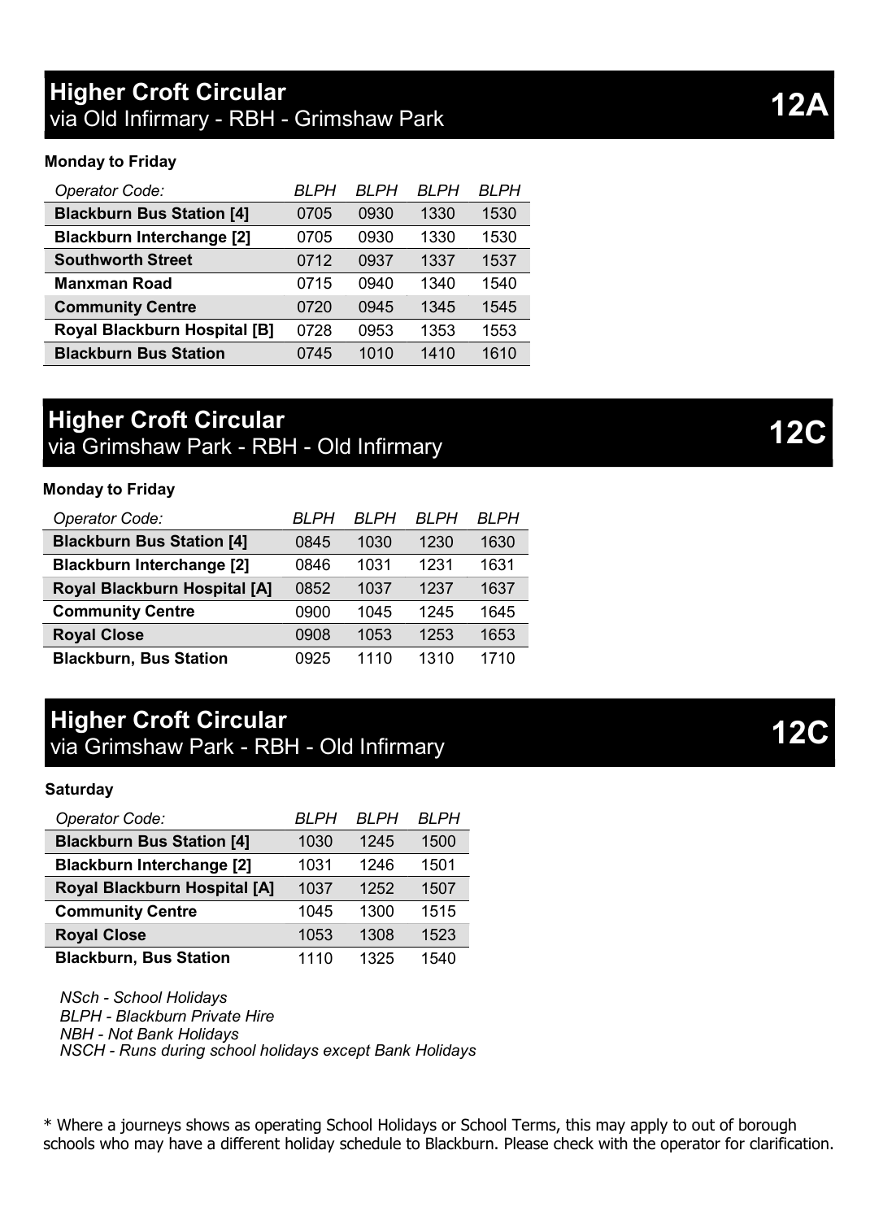## Higher Croft Circular
### via Old Infirmary - RBH - Grimshaw Park

**12A**

**Monday to Friday**

| *Operator Code:* | *BLPH* | *BLPH* | *BLPH* | *BLPH* |
|---|---|---|---|---|
| **Blackburn Bus Station [4]** | 0705 | 0930 | 1330 | 1530 |
| **Blackburn Interchange [2]** | 0705 | 0930 | 1330 | 1530 |
| **Southworth Street** | 0712 | 0937 | 1337 | 1537 |
| **Manxman Road** | 0715 | 0940 | 1340 | 1540 |
| **Community Centre** | 0720 | 0945 | 1345 | 1545 |
| **Royal Blackburn Hospital [B]** | 0728 | 0953 | 1353 | 1553 |
| **Blackburn Bus Station** | 0745 | 1010 | 1410 | 1610 |

## Higher Croft Circular
### via Grimshaw Park - RBH - Old Infirmary

**12C**

**Monday to Friday**

| *Operator Code:* | *BLPH* | *BLPH* | *BLPH* | *BLPH* |
|---|---|---|---|---|
| **Blackburn Bus Station [4]** | 0845 | 1030 | 1230 | 1630 |
| **Blackburn Interchange [2]** | 0846 | 1031 | 1231 | 1631 |
| **Royal Blackburn Hospital [A]** | 0852 | 1037 | 1237 | 1637 |
| **Community Centre** | 0900 | 1045 | 1245 | 1645 |
| **Royal Close** | 0908 | 1053 | 1253 | 1653 |
| **Blackburn, Bus Station** | 0925 | 1110 | 1310 | 1710 |

## Higher Croft Circular
### via Grimshaw Park - RBH - Old Infirmary

**12C**

**Saturday**

| *Operator Code:* | *BLPH* | *BLPH* | *BLPH* |
|---|---|---|---|
| **Blackburn Bus Station [4]** | 1030 | 1245 | 1500 |
| **Blackburn Interchange [2]** | 1031 | 1246 | 1501 |
| **Royal Blackburn Hospital [A]** | 1037 | 1252 | 1507 |
| **Community Centre** | 1045 | 1300 | 1515 |
| **Royal Close** | 1053 | 1308 | 1523 |
| **Blackburn, Bus Station** | 1110 | 1325 | 1540 |

*NSch - School Holidays*
*BLPH - Blackburn Private Hire*
*NBH - Not Bank Holidays*
*NSCH - Runs during school holidays except Bank Holidays*

* Where a journeys shows as operating School Holidays or School Terms, this may apply to out of borough schools who may have a different holiday schedule to Blackburn. Please check with the operator for clarification.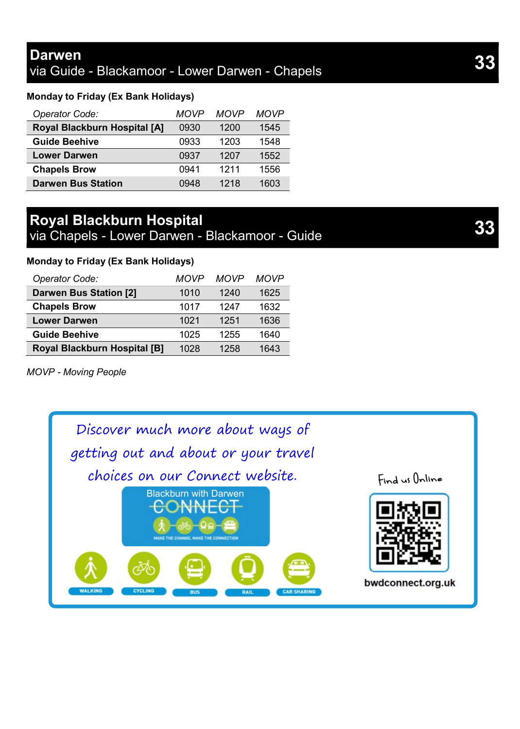## Darwen 33
via Guide - Blackamoor - Lower Darwen - Chapels

**Monday to Friday (Ex Bank Holidays)**

| *Operator Code:* | *MOVP* | *MOVP* | *MOVP* |
|---|---|---|---|
| **Royal Blackburn Hospital [A]** | 0930 | 1200 | 1545 |
| **Guide Beehive** | 0933 | 1203 | 1548 |
| **Lower Darwen** | 0937 | 1207 | 1552 |
| **Chapels Brow** | 0941 | 1211 | 1556 |
| **Darwen Bus Station** | 0948 | 1218 | 1603 |

## Royal Blackburn Hospital 33
via Chapels - Lower Darwen - Blackamoor - Guide

**Monday to Friday (Ex Bank Holidays)**

| *Operator Code:* | *MOVP* | *MOVP* | *MOVP* |
|---|---|---|---|
| **Darwen Bus Station [2]** | 1010 | 1240 | 1625 |
| **Chapels Brow** | 1017 | 1247 | 1632 |
| **Lower Darwen** | 1021 | 1251 | 1636 |
| **Guide Beehive** | 1025 | 1255 | 1640 |
| **Royal Blackburn Hospital [B]** | 1028 | 1258 | 1643 |

*MOVP - Moving People*

Discover much more about ways of getting out and about or your travel choices on our Connect website.

Blackburn with Darwen CONNECT

MAKE THE CHANGE, MAKE THE CONNECTION

WALKING CYCLING BUS RAIL CAR SHARING

Find us Online

bwdconnect.org.uk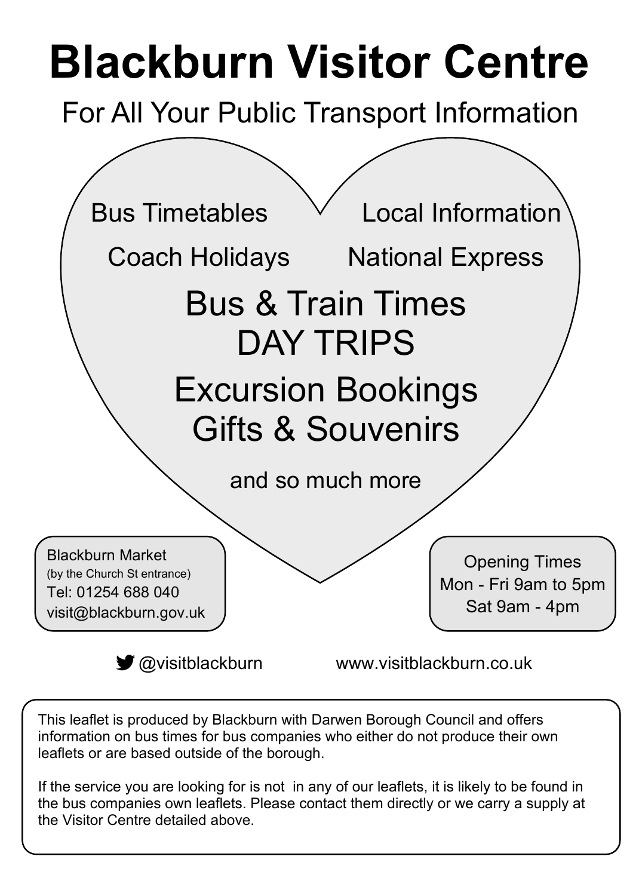# Blackburn Visitor Centre

## For All Your Public Transport Information

Bus Timetables

Local Information

Coach Holidays

National Express

**Bus & Train Times**

**DAY TRIPS**

**Excursion Bookings**

**Gifts & Souvenirs**

and so much more

Blackburn Market
(by the Church St entrance)
Tel: 01254 688 040
visit@blackburn.gov.uk

Opening Times
Mon - Fri 9am to 5pm
Sat 9am - 4pm

@visitblackburn

www.visitblackburn.co.uk

This leaflet is produced by Blackburn with Darwen Borough Council and offers information on bus times for bus companies who either do not produce their own leaflets or are based outside of the borough.

If the service you are looking for is not in any of our leaflets, it is likely to be found in the bus companies own leaflets. Please contact them directly or we carry a supply at the Visitor Centre detailed above.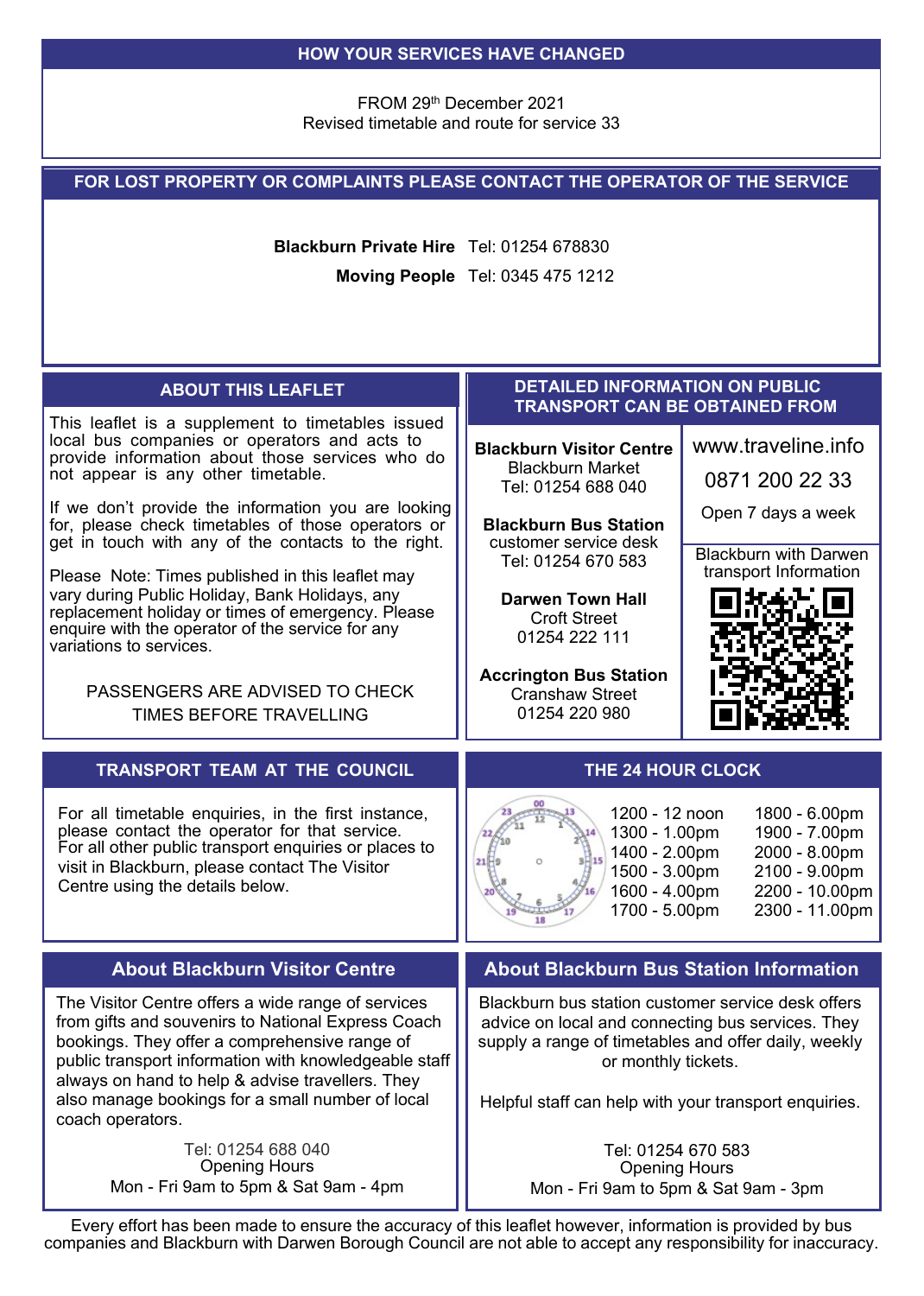## HOW YOUR SERVICES HAVE CHANGED

FROM 29th December 2021
Revised timetable and route for service 33

## FOR LOST PROPERTY OR COMPLAINTS PLEASE CONTACT THE OPERATOR OF THE SERVICE

**Blackburn Private Hire** Tel: 01254 678830

**Moving People** Tel: 0345 475 1212

## ABOUT THIS LEAFLET

This leaflet is a supplement to timetables issued local bus companies or operators and acts to provide information about those services who do not appear is any other timetable.

If we don't provide the information you are looking for, please check timetables of those operators or get in touch with any of the contacts to the right.

Please Note: Times published in this leaflet may vary during Public Holiday, Bank Holidays, any replacement holiday or times of emergency. Please enquire with the operator of the service for any variations to services.

PASSENGERS ARE ADVISED TO CHECK TIMES BEFORE TRAVELLING

## DETAILED INFORMATION ON PUBLIC TRANSPORT CAN BE OBTAINED FROM

**Blackburn Visitor Centre**
Blackburn Market
Tel: 01254 688 040

**Blackburn Bus Station**
customer service desk
Tel: 01254 670 583

**Darwen Town Hall**
Croft Street
01254 222 111

**Accrington Bus Station**
Cranshaw Street
01254 220 980

www.traveline.info

0871 200 22 33

Open 7 days a week

Blackburn with Darwen transport Information

## TRANSPORT TEAM AT THE COUNCIL

For all timetable enquiries, in the first instance, please contact the operator for that service.
For all other public transport enquiries or places to visit in Blackburn, please contact The Visitor Centre using the details below.

## THE 24 HOUR CLOCK

| | |
|---|---|
| 1200 - 12 noon | 1800 - 6.00pm |
| 1300 - 1.00pm | 1900 - 7.00pm |
| 1400 - 2.00pm | 2000 - 8.00pm |
| 1500 - 3.00pm | 2100 - 9.00pm |
| 1600 - 4.00pm | 2200 - 10.00pm |
| 1700 - 5.00pm | 2300 - 11.00pm |

## About Blackburn Visitor Centre

The Visitor Centre offers a wide range of services from gifts and souvenirs to National Express Coach bookings. They offer a comprehensive range of public transport information with knowledgeable staff always on hand to help & advise travellers. They also manage bookings for a small number of local coach operators.

Tel: 01254 688 040
Opening Hours
Mon - Fri 9am to 5pm & Sat 9am - 4pm

## About Blackburn Bus Station Information

Blackburn bus station customer service desk offers advice on local and connecting bus services. They supply a range of timetables and offer daily, weekly or monthly tickets.

Helpful staff can help with your transport enquiries.

Tel: 01254 670 583
Opening Hours
Mon - Fri 9am to 5pm & Sat 9am - 3pm

Every effort has been made to ensure the accuracy of this leaflet however, information is provided by bus companies and Blackburn with Darwen Borough Council are not able to accept any responsibility for inaccuracy.